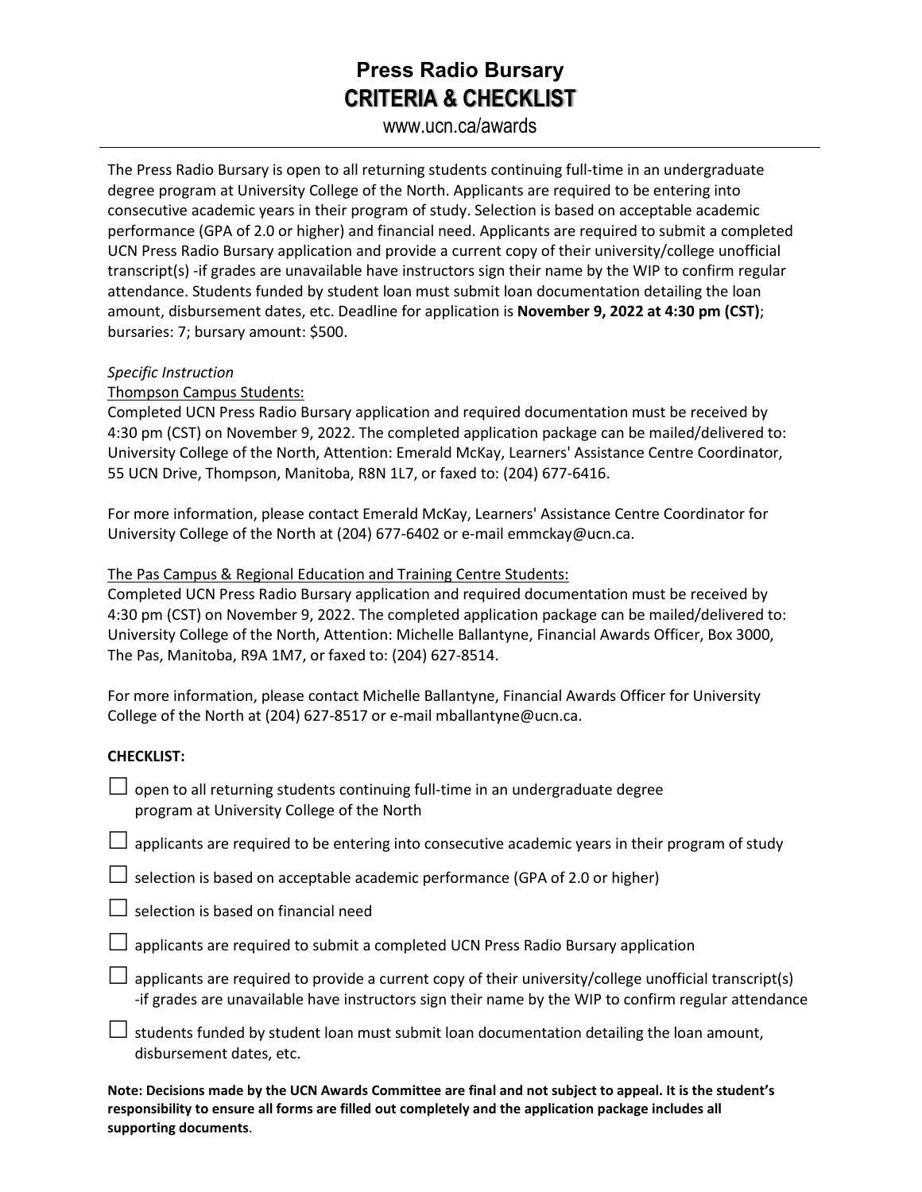# Press Radio Bursary

## CRITERIA & CHECKLIST

www.ucn.ca/awards

---

The Press Radio Bursary is open to all returning students continuing full-time in an undergraduate degree program at University College of the North. Applicants are required to be entering into consecutive academic years in their program of study. Selection is based on acceptable academic performance (GPA of 2.0 or higher) and financial need. Applicants are required to submit a completed UCN Press Radio Bursary application and provide a current copy of their university/college unofficial transcript(s) -if grades are unavailable have instructors sign their name by the WIP to confirm regular attendance. Students funded by student loan must submit loan documentation detailing the loan amount, disbursement dates, etc. Deadline for application is **November 9, 2022 at 4:30 pm (CST)**; bursaries: 7; bursary amount: $500.

*Specific Instruction*

<u>Thompson Campus Students:</u>

Completed UCN Press Radio Bursary application and required documentation must be received by 4:30 pm (CST) on November 9, 2022. The completed application package can be mailed/delivered to: University College of the North, Attention: Emerald McKay, Learners' Assistance Centre Coordinator, 55 UCN Drive, Thompson, Manitoba, R8N 1L7, or faxed to: (204) 677-6416.

For more information, please contact Emerald McKay, Learners' Assistance Centre Coordinator for University College of the North at (204) 677-6402 or e-mail emmckay@ucn.ca.

<u>The Pas Campus & Regional Education and Training Centre Students:</u>

Completed UCN Press Radio Bursary application and required documentation must be received by 4:30 pm (CST) on November 9, 2022. The completed application package can be mailed/delivered to: University College of the North, Attention: Michelle Ballantyne, Financial Awards Officer, Box 3000, The Pas, Manitoba, R9A 1M7, or faxed to: (204) 627-8514.

For more information, please contact Michelle Ballantyne, Financial Awards Officer for University College of the North at (204) 627-8517 or e-mail mballantyne@ucn.ca.

**CHECKLIST:**

- ☐ open to all returning students continuing full-time in an undergraduate degree program at University College of the North
- ☐ applicants are required to be entering into consecutive academic years in their program of study
- ☐ selection is based on acceptable academic performance (GPA of 2.0 or higher)
- ☐ selection is based on financial need
- ☐ applicants are required to submit a completed UCN Press Radio Bursary application
- ☐ applicants are required to provide a current copy of their university/college unofficial transcript(s) -if grades are unavailable have instructors sign their name by the WIP to confirm regular attendance
- ☐ students funded by student loan must submit loan documentation detailing the loan amount, disbursement dates, etc.

**Note: Decisions made by the UCN Awards Committee are final and not subject to appeal. It is the student's responsibility to ensure all forms are filled out completely and the application package includes all supporting documents**.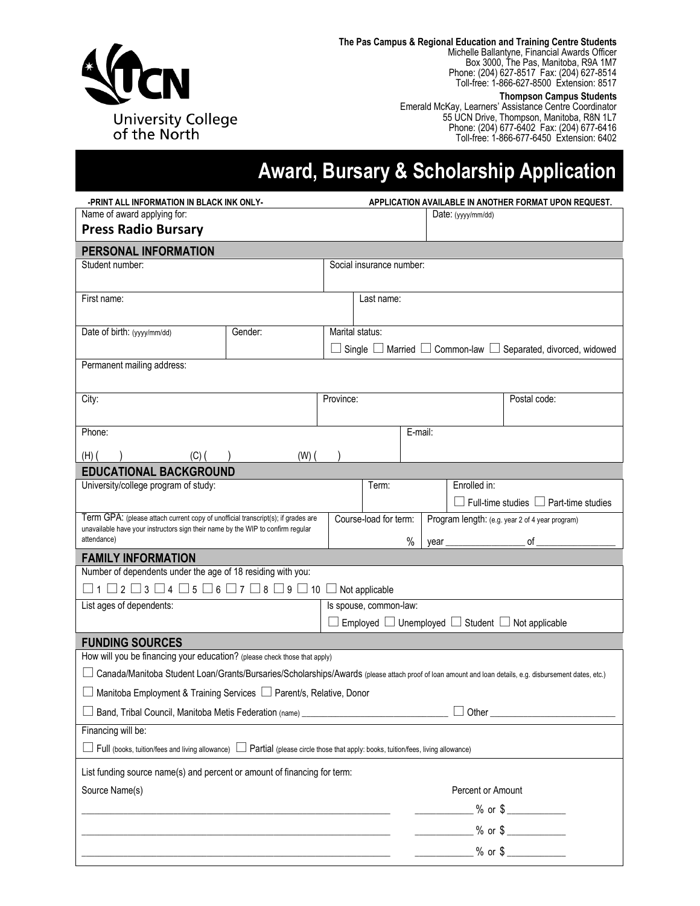**The Pas Campus & Regional Education and Training Centre Students**
Michelle Ballantyne, Financial Awards Officer
Box 3000, The Pas, Manitoba, R9A 1M7
Phone: (204) 627-8517 Fax: (204) 627-8514
Toll-free: 1-866-627-8500 Extension: 8517

**Thompson Campus Students**
Emerald McKay, Learners' Assistance Centre Coordinator
55 UCN Drive, Thompson, Manitoba, R8N 1L7
Phone: (204) 677-6402 Fax: (204) 677-6416
Toll-free: 1-866-677-6450 Extension: 6402

University College of the North

# Award, Bursary & Scholarship Application

**-PRINT ALL INFORMATION IN BLACK INK ONLY-** **APPLICATION AVAILABLE IN ANOTHER FORMAT UPON REQUEST.**

| Name of award applying for: | Date: (yyyy/mm/dd) |
|---|---|
| **Press Radio Bursary** | |

## PERSONAL INFORMATION

| Student number: | Social insurance number: |
|---|---|
| | |

| First name: | Last name: |
|---|---|
| | |

| Date of birth: (yyyy/mm/dd) | Gender: | Marital status: |
|---|---|---|
| | | ☐ Single ☐ Married ☐ Common-law ☐ Separated, divorced, widowed |

Permanent mailing address:

| City: | Province: | Postal code: |
|---|---|---|
| | | |

| Phone: | E-mail: |
|---|---|
| (H) ( ) (C) ( ) (W) ( ) | |

## EDUCATIONAL BACKGROUND

| University/college program of study: | Term: | Enrolled in: |
|---|---|---|
| | | ☐ Full-time studies ☐ Part-time studies |

| Term GPA: (please attach current copy of unofficial transcript(s); if grades are unavailable have your instructors sign their name by the WIP to confirm regular attendance) | Course-load for term: | Program length: (e.g. year 2 of 4 year program) |
|---|---|---|
| | % | year ________________ of ________________ |

## FAMILY INFORMATION

Number of dependents under the age of 18 residing with you:

☐ 1 ☐ 2 ☐ 3 ☐ 4 ☐ 5 ☐ 6 ☐ 7 ☐ 8 ☐ 9 ☐ 10 ☐ Not applicable

| List ages of dependents: | Is spouse, common-law: |
|---|---|
| | ☐ Employed ☐ Unemployed ☐ Student ☐ Not applicable |

## FUNDING SOURCES

How will you be financing your education? (please check those that apply)

☐ Canada/Manitoba Student Loan/Grants/Bursaries/Scholarships/Awards (please attach proof of loan amount and loan details, e.g. disbursement dates, etc.)

☐ Manitoba Employment & Training Services ☐ Parent/s, Relative, Donor

☐ Band, Tribal Council, Manitoba Metis Federation (name) ______________________________ ☐ Other ________________________

Financing will be:

☐ Full (books, tuition/fees and living allowance) ☐ Partial (please circle those that apply: books, tuition/fees, living allowance)

List funding source name(s) and percent or amount of financing for term:

| Source Name(s) | Percent or Amount |
|---|---|
| ____________________________________________ | __________ % or $ __________ |
| ____________________________________________ | __________ % or $ __________ |
| ____________________________________________ | __________ % or $ __________ |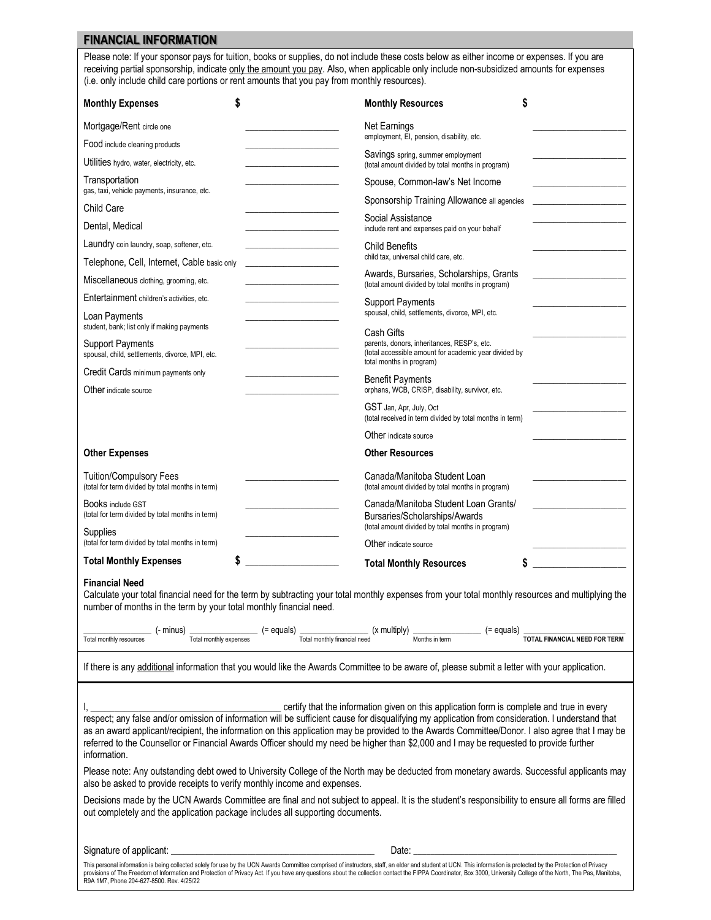## FINANCIAL INFORMATION

Please note: If your sponsor pays for tuition, books or supplies, do not include these costs below as either income or expenses. If you are receiving partial sponsorship, indicate only the amount you pay. Also, when applicable only include non-subsidized amounts for expenses (i.e. only include child care portions or rent amounts that you pay from monthly resources).

| Monthly Expenses | $ | Monthly Resources | $ |
|---|---|---|---|
| Mortgage/Rent circle one | ________ | Net Earnings employment, EI, pension, disability, etc. | ________ |
| Food include cleaning products | ________ | Savings spring, summer employment (total amount divided by total months in program) | ________ |
| Utilities hydro, water, electricity, etc. | ________ | Spouse, Common-law's Net Income | ________ |
| Transportation gas, taxi, vehicle payments, insurance, etc. | ________ | Sponsorship Training Allowance all agencies | ________ |
| Child Care | ________ | Social Assistance include rent and expenses paid on your behalf | ________ |
| Dental, Medical | ________ | Child Benefits child tax, universal child care, etc. | ________ |
| Laundry coin laundry, soap, softener, etc. | ________ | Awards, Bursaries, Scholarships, Grants (total amount divided by total months in program) | ________ |
| Telephone, Cell, Internet, Cable basic only | ________ | Support Payments spousal, child, settlements, divorce, MPI, etc. | ________ |
| Miscellaneous clothing, grooming, etc. | ________ | Cash Gifts parents, donors, inheritances, RESP's, etc. (total accessible amount for academic year divided by total months in program) | ________ |
| Entertainment children's activities, etc. | ________ | Benefit Payments orphans, WCB, CRISP, disability, survivor, etc. | ________ |
| Loan Payments student, bank; list only if making payments | ________ | GST Jan, Apr, July, Oct (total received in term divided by total months in term) | ________ |
| Support Payments spousal, child, settlements, divorce, MPI, etc. | ________ | Other indicate source | ________ |
| Credit Cards minimum payments only | ________ | | |
| Other indicate source | ________ | | |
| **Other Expenses** | | **Other Resources** | |
| Tuition/Compulsory Fees (total for term divided by total months in term) | ________ | Canada/Manitoba Student Loan (total amount divided by total months in program) | ________ |
| Books include GST (total for term divided by total months in term) | ________ | Canada/Manitoba Student Loan Grants/ Bursaries/Scholarships/Awards (total amount divided by total months in program) | ________ |
| Supplies (total for term divided by total months in term) | ________ | Other indicate source | ________ |
| **Total Monthly Expenses** | $ ________ | **Total Monthly Resources** | $ ________ |

**Financial Need**

Calculate your total financial need for the term by subtracting your total monthly expenses from your total monthly resources and multiplying the number of months in the term by your total monthly financial need.

________ (- minus) ________ (= equals) ________ (x multiply) ________ (= equals) ________

Total monthly resources — Total monthly expenses — Total monthly financial need — Months in term — **TOTAL FINANCIAL NEED FOR TERM**

If there is any additional information that you would like the Awards Committee to be aware of, please submit a letter with your application.

I, ________________________ certify that the information given on this application form is complete and true in every respect; any false and/or omission of information will be sufficient cause for disqualifying my application from consideration. I understand that as an award applicant/recipient, the information on this application may be provided to the Awards Committee/Donor. I also agree that I may be referred to the Counsellor or Financial Awards Officer should my need be higher than $2,000 and I may be requested to provide further information.

Please note: Any outstanding debt owed to University College of the North may be deducted from monetary awards. Successful applicants may also be asked to provide receipts to verify monthly income and expenses.

Decisions made by the UCN Awards Committee are final and not subject to appeal. It is the student's responsibility to ensure all forms are filled out completely and the application package includes all supporting documents.

Signature of applicant: ________________________ Date: ________________________

This personal information is being collected solely for use by the UCN Awards Committee comprised of instructors, staff, an elder and student at UCN. This information is protected by the Protection of Privacy provisions of The Freedom of Information and Protection of Privacy Act. If you have any questions about the collection contact the FIPPA Coordinator, Box 3000, University College of the North, The Pas, Manitoba, R9A 1M7, Phone 204-627-8500. Rev. 4/25/22